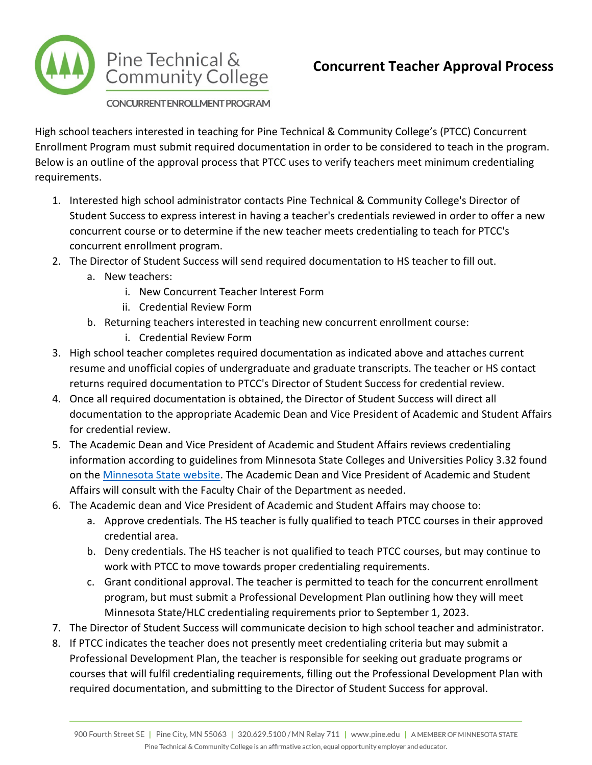Pine Technical & Community College

CONCURRENT ENROLLMENT PROGRAM

# Concurrent Teacher Approval Process

High school teachers interested in teaching for Pine Technical & Community College's (PTCC) Concurrent Enrollment Program must submit required documentation in order to be considered to teach in the program. Below is an outline of the approval process that PTCC uses to verify teachers meet minimum credentialing requirements.

1. Interested high school administrator contacts Pine Technical & Community College's Director of Student Success to express interest in having a teacher's credentials reviewed in order to offer a new concurrent course or to determine if the new teacher meets credentialing to teach for PTCC's concurrent enrollment program.
2. The Director of Student Success will send required documentation to HS teacher to fill out.
   a. New teachers:
      i. New Concurrent Teacher Interest Form
      ii. Credential Review Form
   b. Returning teachers interested in teaching new concurrent enrollment course:
      i. Credential Review Form
3. High school teacher completes required documentation as indicated above and attaches current resume and unofficial copies of undergraduate and graduate transcripts. The teacher or HS contact returns required documentation to PTCC's Director of Student Success for credential review.
4. Once all required documentation is obtained, the Director of Student Success will direct all documentation to the appropriate Academic Dean and Vice President of Academic and Student Affairs for credential review.
5. The Academic Dean and Vice President of Academic and Student Affairs reviews credentialing information according to guidelines from Minnesota State Colleges and Universities Policy 3.32 found on the Minnesota State website. The Academic Dean and Vice President of Academic and Student Affairs will consult with the Faculty Chair of the Department as needed.
6. The Academic dean and Vice President of Academic and Student Affairs may choose to:
   a. Approve credentials. The HS teacher is fully qualified to teach PTCC courses in their approved credential area.
   b. Deny credentials. The HS teacher is not qualified to teach PTCC courses, but may continue to work with PTCC to move towards proper credentialing requirements.
   c. Grant conditional approval. The teacher is permitted to teach for the concurrent enrollment program, but must submit a Professional Development Plan outlining how they will meet Minnesota State/HLC credentialing requirements prior to September 1, 2023.
7. The Director of Student Success will communicate decision to high school teacher and administrator.
8. If PTCC indicates the teacher does not presently meet credentialing criteria but may submit a Professional Development Plan, the teacher is responsible for seeking out graduate programs or courses that will fulfil credentialing requirements, filling out the Professional Development Plan with required documentation, and submitting to the Director of Student Success for approval.

900 Fourth Street SE | Pine City, MN 55063 | 320.629.5100 / MN Relay 711 | www.pine.edu | A MEMBER OF MINNESOTA STATE

Pine Technical & Community College is an affirmative action, equal opportunity employer and educator.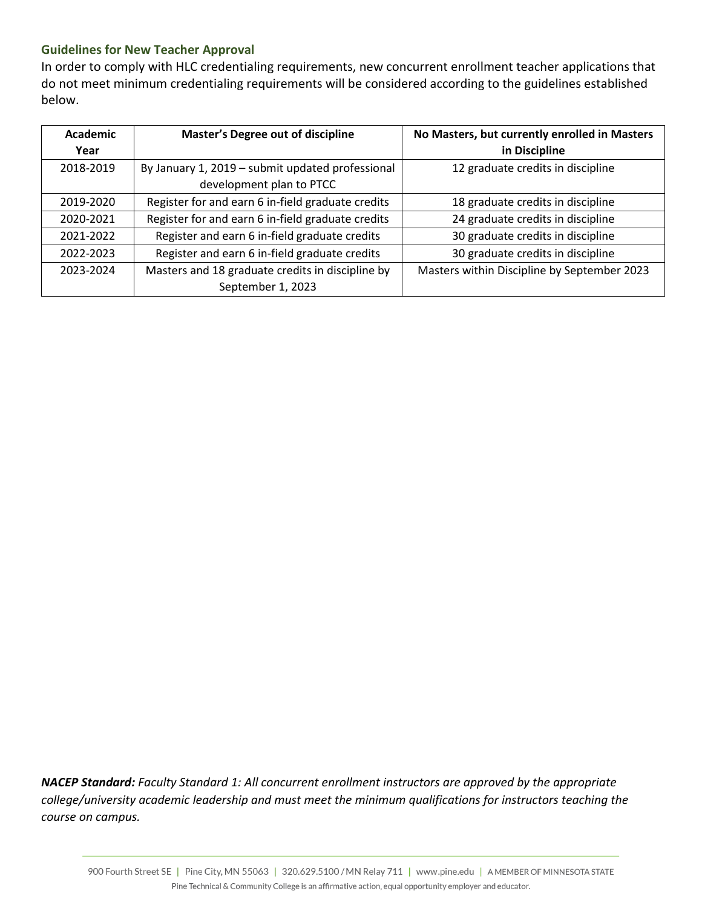### Guidelines for New Teacher Approval

In order to comply with HLC credentialing requirements, new concurrent enrollment teacher applications that do not meet minimum credentialing requirements will be considered according to the guidelines established below.

| Academic Year | Master's Degree out of discipline | No Masters, but currently enrolled in Masters in Discipline |
|---|---|---|
| 2018-2019 | By January 1, 2019 – submit updated professional development plan to PTCC | 12 graduate credits in discipline |
| 2019-2020 | Register for and earn 6 in-field graduate credits | 18 graduate credits in discipline |
| 2020-2021 | Register for and earn 6 in-field graduate credits | 24 graduate credits in discipline |
| 2021-2022 | Register and earn 6 in-field graduate credits | 30 graduate credits in discipline |
| 2022-2023 | Register and earn 6 in-field graduate credits | 30 graduate credits in discipline |
| 2023-2024 | Masters and 18 graduate credits in discipline by September 1, 2023 | Masters within Discipline by September 2023 |

***NACEP Standard:*** *Faculty Standard 1: All concurrent enrollment instructors are approved by the appropriate college/university academic leadership and must meet the minimum qualifications for instructors teaching the course on campus.*